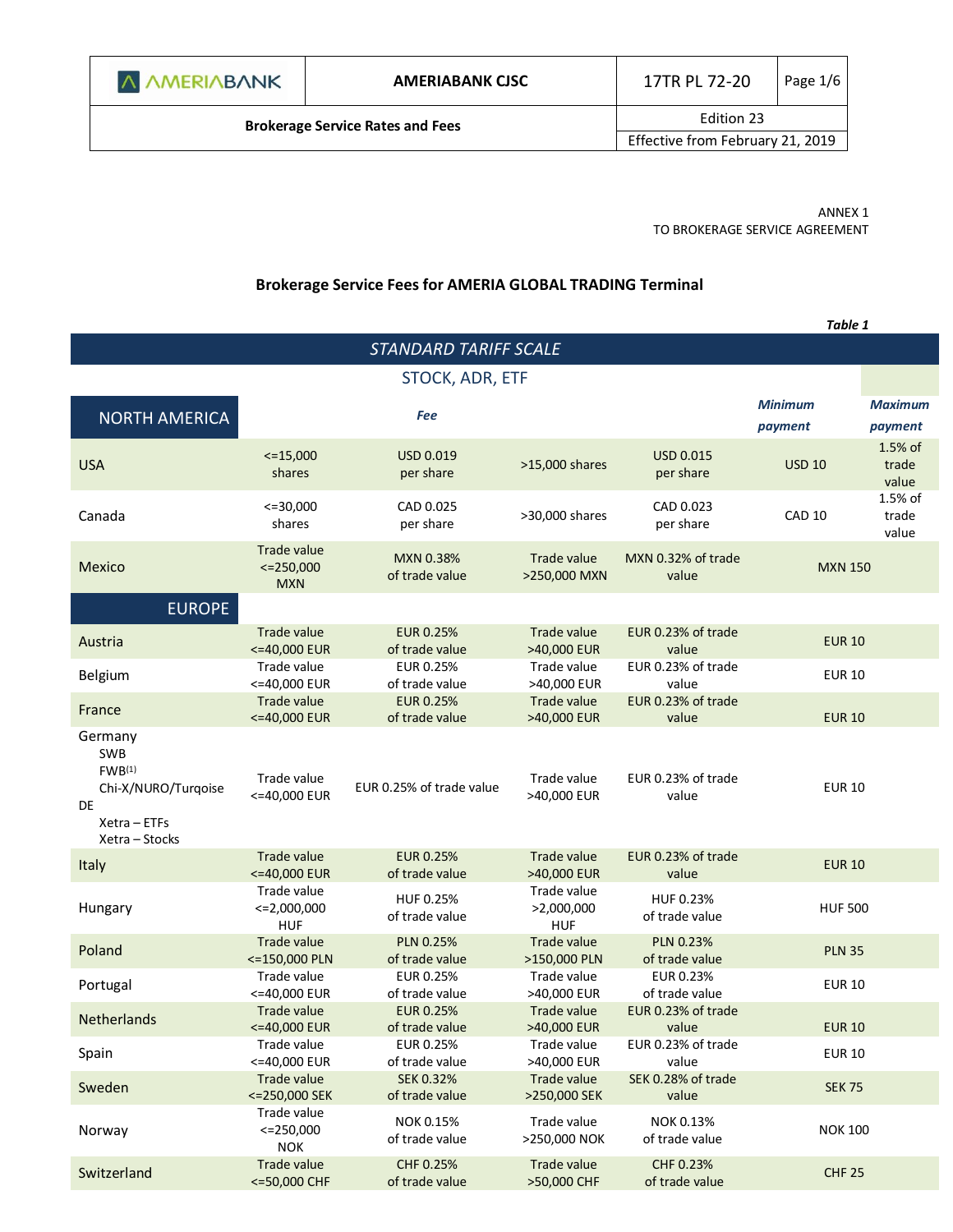| AMERIABANK | AMERIABANK CJSC | 17TR PL 72-20 | Page 1/6 |
|---|---|---|---|
| Brokerage Service Rates and Fees | | Edition 23 | |
| | | Effective from February 21, 2019 | |

ANNEX 1
TO BROKERAGE SERVICE AGREEMENT

## Brokerage Service Fees for AMERIA GLOBAL TRADING Terminal

***Table 1***

| STANDARD TARIFF SCALE | | | | | | |
|---|---|---|---|---|---|---|
| STOCK, ADR, ETF | | | | | | |
| **NORTH AMERICA** | | ***Fee*** | | | ***Minimum payment*** | ***Maximum payment*** |
| USA | <=15,000 shares | USD 0.019 per share | >15,000 shares | USD 0.015 per share | USD 10 | 1.5% of trade value |
| Canada | <=30,000 shares | CAD 0.025 per share | >30,000 shares | CAD 0.023 per share | CAD 10 | 1.5% of trade value |
| Mexico | Trade value <=250,000 MXN | MXN 0.38% of trade value | Trade value >250,000 MXN | MXN 0.32% of trade value | MXN 150 | |
| **EUROPE** | | | | | | |
| Austria | Trade value <=40,000 EUR | EUR 0.25% of trade value | Trade value >40,000 EUR | EUR 0.23% of trade value | EUR 10 | |
| Belgium | Trade value <=40,000 EUR | EUR 0.25% of trade value | Trade value >40,000 EUR | EUR 0.23% of trade value | EUR 10 | |
| France | Trade value <=40,000 EUR | EUR 0.25% of trade value | Trade value >40,000 EUR | EUR 0.23% of trade value | EUR 10 | |
| Germany<br>SWB<br>FWB[1]<br>Chi-X/NURO/Turqoise DE<br>Xetra – ETFs<br>Xetra – Stocks | Trade value <=40,000 EUR | EUR 0.25% of trade value | Trade value >40,000 EUR | EUR 0.23% of trade value | EUR 10 | |
| Italy | Trade value <=40,000 EUR | EUR 0.25% of trade value | Trade value >40,000 EUR | EUR 0.23% of trade value | EUR 10 | |
| Hungary | Trade value <=2,000,000 HUF | HUF 0.25% of trade value | Trade value >2,000,000 HUF | HUF 0.23% of trade value | HUF 500 | |
| Poland | Trade value <=150,000 PLN | PLN 0.25% of trade value | Trade value >150,000 PLN | PLN 0.23% of trade value | PLN 35 | |
| Portugal | Trade value <=40,000 EUR | EUR 0.25% of trade value | Trade value >40,000 EUR | EUR 0.23% of trade value | EUR 10 | |
| Netherlands | Trade value <=40,000 EUR | EUR 0.25% of trade value | Trade value >40,000 EUR | EUR 0.23% of trade value | EUR 10 | |
| Spain | Trade value <=40,000 EUR | EUR 0.25% of trade value | Trade value >40,000 EUR | EUR 0.23% of trade value | EUR 10 | |
| Sweden | Trade value <=250,000 SEK | SEK 0.32% of trade value | Trade value >250,000 SEK | SEK 0.28% of trade value | SEK 75 | |
| Norway | Trade value <=250,000 NOK | NOK 0.15% of trade value | Trade value >250,000 NOK | NOK 0.13% of trade value | NOK 100 | |
| Switzerland | Trade value <=50,000 CHF | CHF 0.25% of trade value | Trade value >50,000 CHF | CHF 0.23% of trade value | CHF 25 | |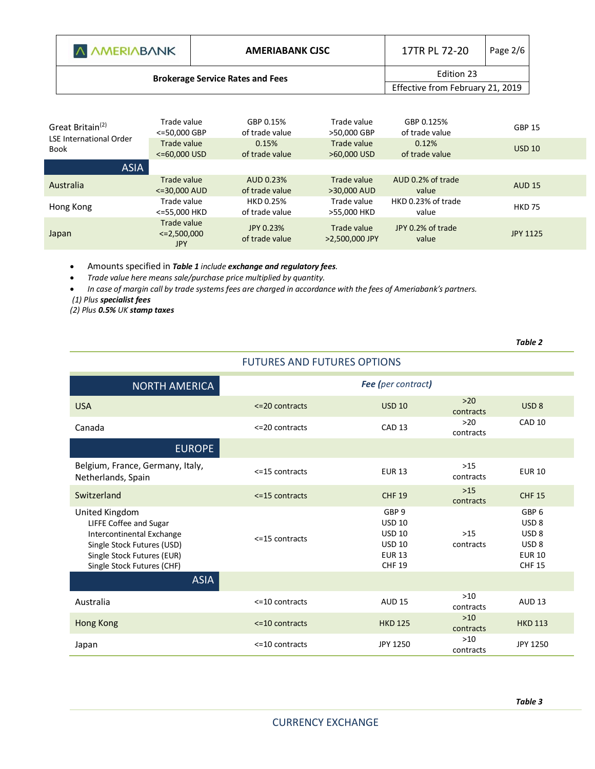| | | | | | |
|---|---|---|---|---|---|
| Great Britain[2] LSE International Order Book | Trade value <=50,000 GBP | GBP 0.15% of trade value | Trade value >50,000 GBP | GBP 0.125% of trade value | GBP 15 |
| | Trade value <=60,000 USD | 0.15% of trade value | Trade value >60,000 USD | 0.12% of trade value | USD 10 |
| **ASIA** | | | | | |
| Australia | Trade value <=30,000 AUD | AUD 0.23% of trade value | Trade value >30,000 AUD | AUD 0.2% of trade value | AUD 15 |
| Hong Kong | Trade value <=55,000 HKD | HKD 0.25% of trade value | Trade value >55,000 HKD | HKD 0.23% of trade value | HKD 75 |
| Japan | Trade value <=2,500,000 JPY | JPY 0.23% of trade value | Trade value >2,500,000 JPY | JPY 0.2% of trade value | JPY 1125 |

- Amounts specified in ***Table 1*** *include* ***exchange and regulatory fees****.*
- *Trade value here means sale/purchase price multiplied by quantity.*
- *In case of margin call by trade systems fees are charged in accordance with the fees of Ameriabank's partners.*

*(1) Plus* ***specialist fees***
*(2) Plus* ***0.5%*** *UK* ***stamp taxes***

***Table 2***

## FUTURES AND FUTURES OPTIONS

| NORTH AMERICA | ***Fee*** *(per contract)* | | | |
|---|---|---|---|---|
| USA | <=20 contracts | USD 10 | >20 contracts | USD 8 |
| Canada | <=20 contracts | CAD 13 | >20 contracts | CAD 10 |
| **EUROPE** | | | | |
| Belgium, France, Germany, Italy, Netherlands, Spain | <=15 contracts | EUR 13 | >15 contracts | EUR 10 |
| Switzerland | <=15 contracts | CHF 19 | >15 contracts | CHF 15 |
| United Kingdom | <=15 contracts | GBP 9 | >15 contracts | GBP 6 |
| LIFFE Coffee and Sugar | <=15 contracts | USD 10 | >15 contracts | USD 8 |
| Intercontinental Exchange | <=15 contracts | USD 10 | >15 contracts | USD 8 |
| Single Stock Futures (USD) | <=15 contracts | USD 10 | >15 contracts | USD 8 |
| Single Stock Futures (EUR) | <=15 contracts | EUR 13 | >15 contracts | EUR 10 |
| Single Stock Futures (CHF) | <=15 contracts | CHF 19 | >15 contracts | CHF 15 |
| **ASIA** | | | | |
| Australia | <=10 contracts | AUD 15 | >10 contracts | AUD 13 |
| Hong Kong | <=10 contracts | HKD 125 | >10 contracts | HKD 113 |
| Japan | <=10 contracts | JPY 1250 | >10 contracts | JPY 1250 |

***Table 3***

## CURRENCY EXCHANGE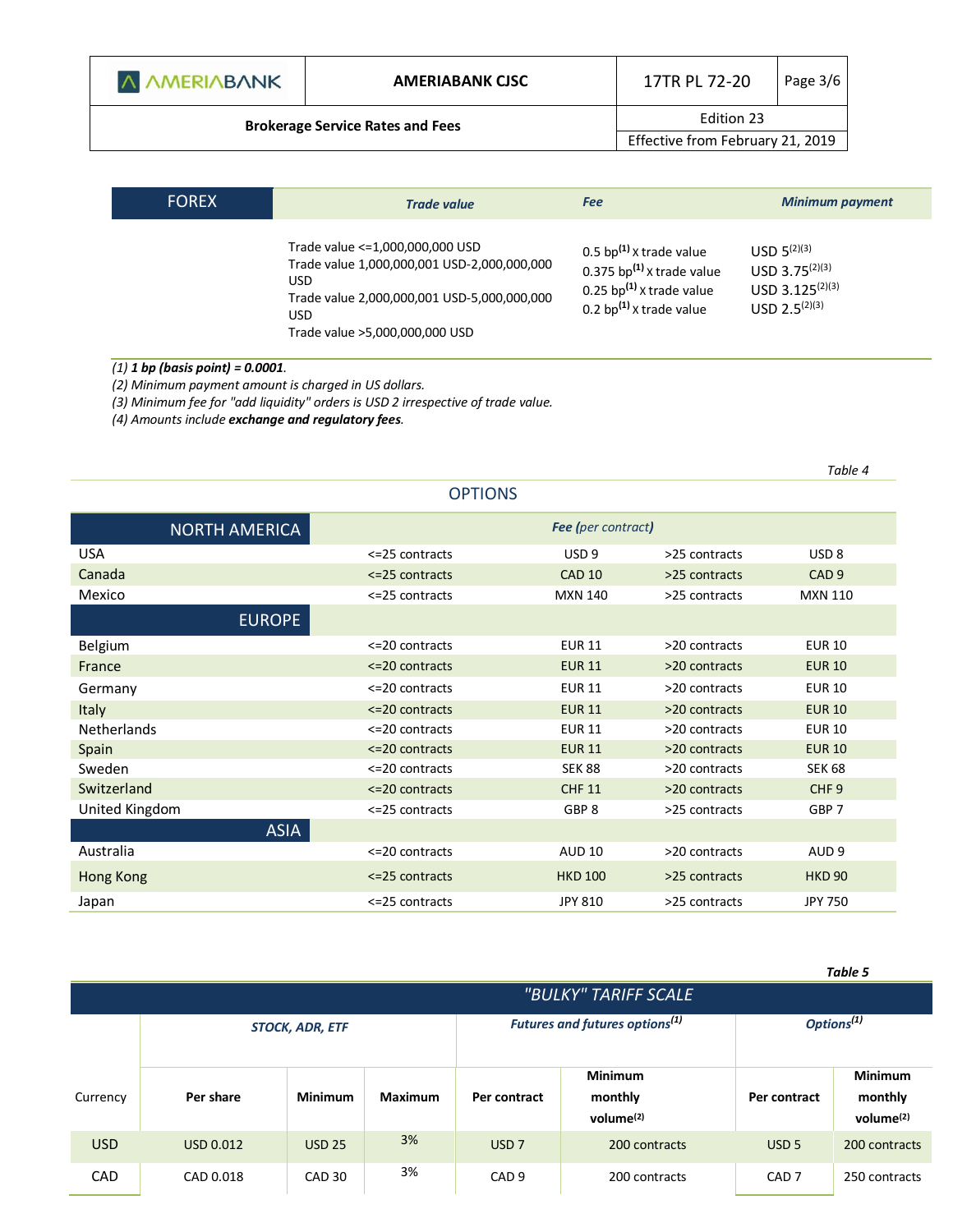| FOREX | Trade value | Fee | Minimum payment |
|---|---|---|---|
| | Trade value <=1,000,000,000 USD | 0.5 bp[1] x trade value | USD 5[2][3] |
| | Trade value 1,000,000,001 USD-2,000,000,000 USD | 0.375 bp[1] x trade value | USD 3.75[2][3] |
| | Trade value 2,000,000,001 USD-5,000,000,000 USD | 0.25 bp[1] x trade value | USD 3.125[2][3] |
| | Trade value >5,000,000,000 USD | 0.2 bp[1] x trade value | USD 2.5[2][3] |

*(1) **1 bp (basis point) = 0.0001**.*
*(2) Minimum payment amount is charged in US dollars.*
*(3) Minimum fee for "add liquidity" orders is USD 2 irrespective of trade value.*
*(4) Amounts include **exchange and regulatory fees**.*

*Table 4*

## OPTIONS

| NORTH AMERICA | *Fee (per contract)* | | | |
|---|---|---|---|---|
| USA | <=25 contracts | USD 9 | >25 contracts | USD 8 |
| Canada | <=25 contracts | CAD 10 | >25 contracts | CAD 9 |
| Mexico | <=25 contracts | MXN 140 | >25 contracts | MXN 110 |
| **EUROPE** | | | | |
| Belgium | <=20 contracts | EUR 11 | >20 contracts | EUR 10 |
| France | <=20 contracts | EUR 11 | >20 contracts | EUR 10 |
| Germany | <=20 contracts | EUR 11 | >20 contracts | EUR 10 |
| Italy | <=20 contracts | EUR 11 | >20 contracts | EUR 10 |
| Netherlands | <=20 contracts | EUR 11 | >20 contracts | EUR 10 |
| Spain | <=20 contracts | EUR 11 | >20 contracts | EUR 10 |
| Sweden | <=20 contracts | SEK 88 | >20 contracts | SEK 68 |
| Switzerland | <=20 contracts | CHF 11 | >20 contracts | CHF 9 |
| United Kingdom | <=25 contracts | GBP 8 | >25 contracts | GBP 7 |
| **ASIA** | | | | |
| Australia | <=20 contracts | AUD 10 | >20 contracts | AUD 9 |
| Hong Kong | <=25 contracts | HKD 100 | >25 contracts | HKD 90 |
| Japan | <=25 contracts | JPY 810 | >25 contracts | JPY 750 |

*Table 5*

## "BULKY" TARIFF SCALE

| | *STOCK, ADR, ETF* | | | *Futures and futures options[1]* | | *Options[1]* | |
|---|---|---|---|---|---|---|---|
| Currency | Per share | Minimum | Maximum | Per contract | Minimum monthly volume[2] | Per contract | Minimum monthly volume[2] |
| USD | USD 0.012 | USD 25 | 3% | USD 7 | 200 contracts | USD 5 | 200 contracts |
| CAD | CAD 0.018 | CAD 30 | 3% | CAD 9 | 200 contracts | CAD 7 | 250 contracts |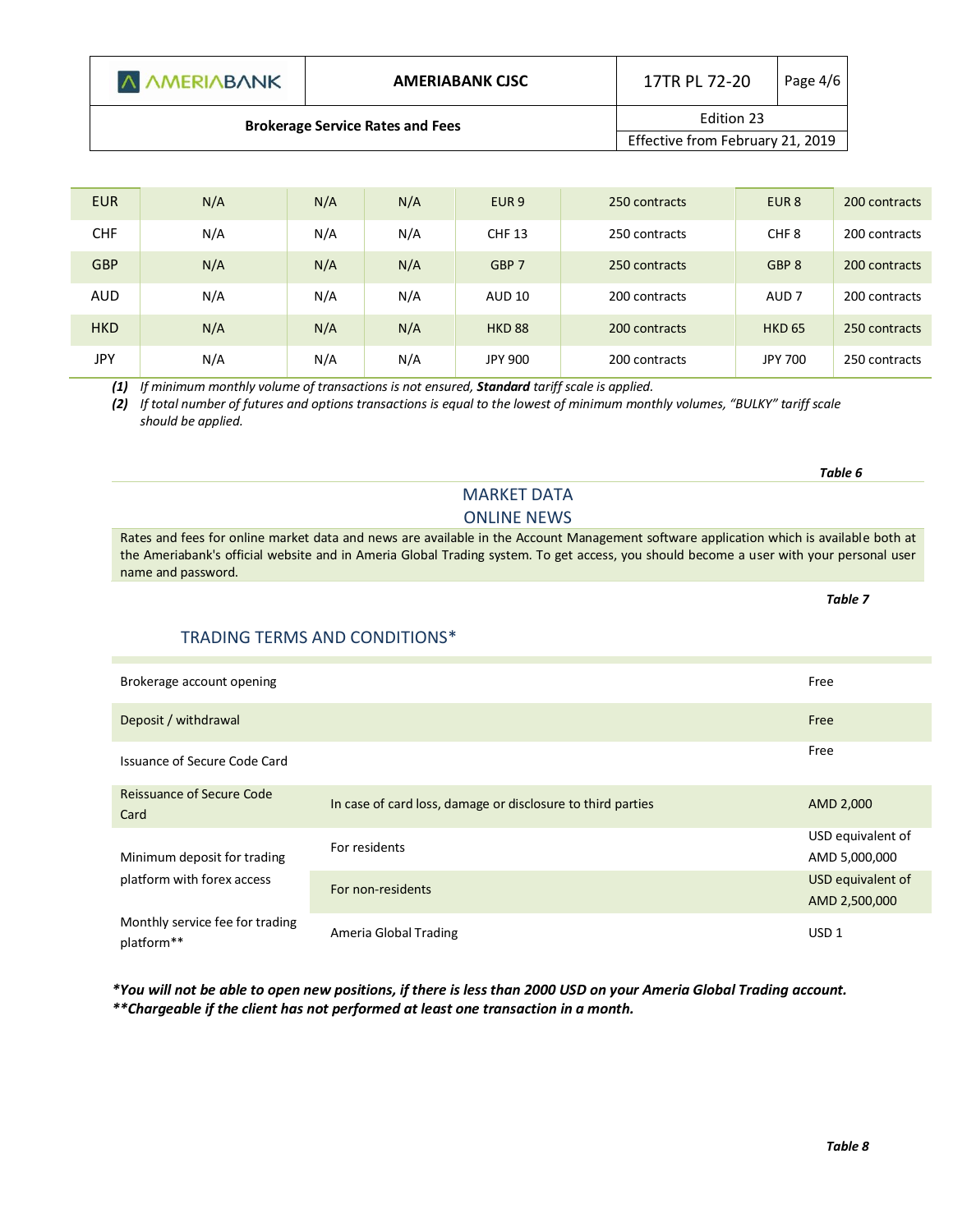| EUR | N/A | N/A | N/A | EUR 9 | 250 contracts | EUR 8 | 200 contracts |
|---|---|---|---|---|---|---|---|
| CHF | N/A | N/A | N/A | CHF 13 | 250 contracts | CHF 8 | 200 contracts |
| GBP | N/A | N/A | N/A | GBP 7 | 250 contracts | GBP 8 | 200 contracts |
| AUD | N/A | N/A | N/A | AUD 10 | 200 contracts | AUD 7 | 200 contracts |
| HKD | N/A | N/A | N/A | HKD 88 | 200 contracts | HKD 65 | 250 contracts |
| JPY | N/A | N/A | N/A | JPY 900 | 200 contracts | JPY 700 | 250 contracts |

***(1)*** *If minimum monthly volume of transactions is not ensured,* ***Standard*** *tariff scale is applied.*

***(2)*** *If total number of futures and options transactions is equal to the lowest of minimum monthly volumes, "BULKY" tariff scale should be applied.*

***Table 6***

## MARKET DATA
## ONLINE NEWS

Rates and fees for online market data and news are available in the Account Management software application which is available both at the Ameriabank's official website and in Ameria Global Trading system. To get access, you should become a user with your personal user name and password.

***Table 7***

## TRADING TERMS AND CONDITIONS*

| | | |
|---|---|---|
| Brokerage account opening | | Free |
| Deposit / withdrawal | | Free |
| Issuance of Secure Code Card | | Free |
| Reissuance of Secure Code Card | In case of card loss, damage or disclosure to third parties | AMD 2,000 |
| Minimum deposit for trading platform with forex access | For residents | USD equivalent of AMD 5,000,000 |
| | For non-residents | USD equivalent of AMD 2,500,000 |
| Monthly service fee for trading platform** | Ameria Global Trading | USD 1 |

***You will not be able to open new positions, if there is less than 2000 USD on your Ameria Global Trading account.***

****Chargeable if the client has not performed at least one transaction in a month.***

***Table 8***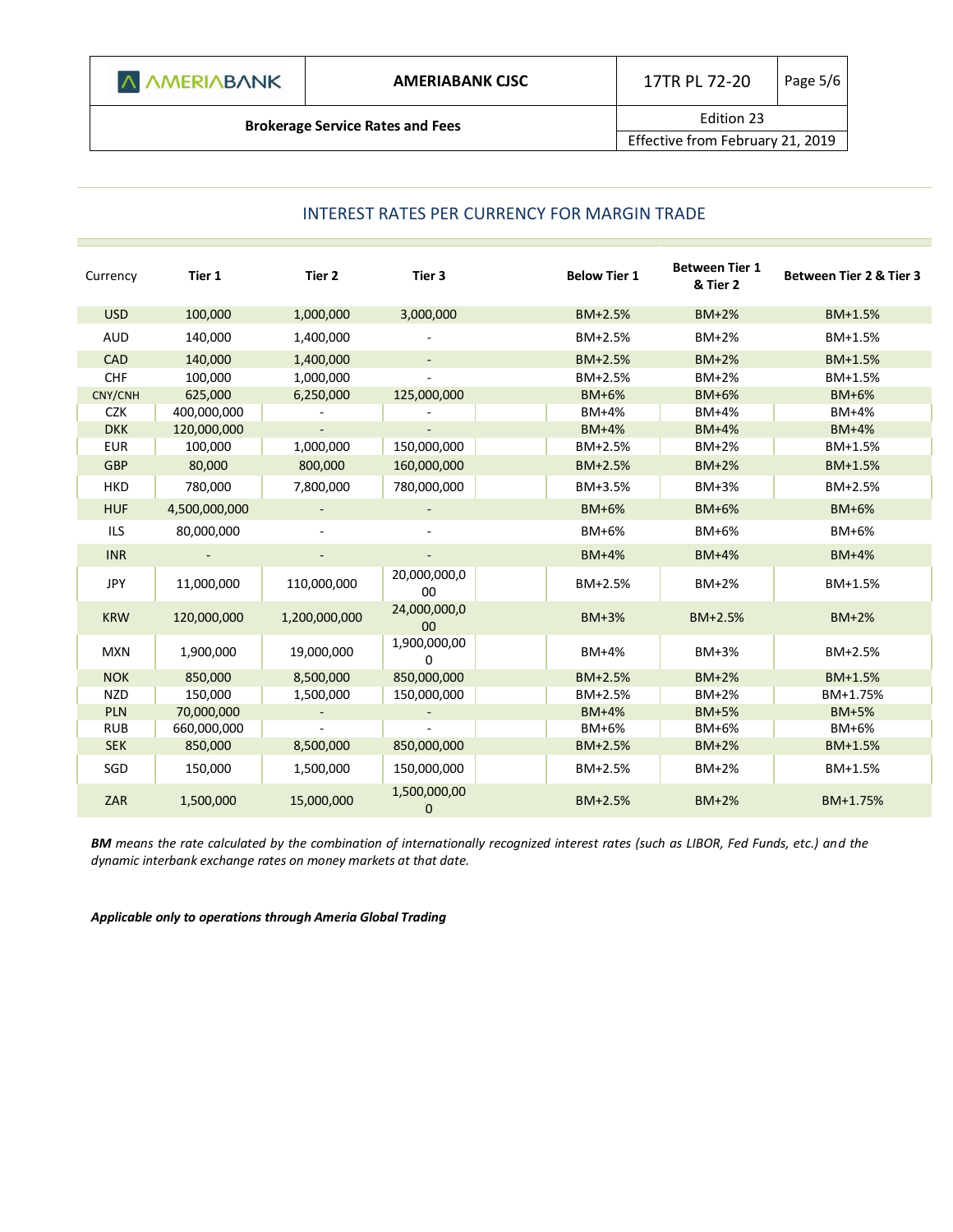## INTEREST RATES PER CURRENCY FOR MARGIN TRADE

| Currency | Tier 1 | Tier 2 | Tier 3 | Below Tier 1 | Between Tier 1 & Tier 2 | Between Tier 2 & Tier 3 |
|---|---|---|---|---|---|---|
| USD | 100,000 | 1,000,000 | 3,000,000 | BM+2.5% | BM+2% | BM+1.5% |
| AUD | 140,000 | 1,400,000 | - | BM+2.5% | BM+2% | BM+1.5% |
| CAD | 140,000 | 1,400,000 | - | BM+2.5% | BM+2% | BM+1.5% |
| CHF | 100,000 | 1,000,000 | - | BM+2.5% | BM+2% | BM+1.5% |
| CNY/CNH | 625,000 | 6,250,000 | 125,000,000 | BM+6% | BM+6% | BM+6% |
| CZK | 400,000,000 | - | - | BM+4% | BM+4% | BM+4% |
| DKK | 120,000,000 | - | - | BM+4% | BM+4% | BM+4% |
| EUR | 100,000 | 1,000,000 | 150,000,000 | BM+2.5% | BM+2% | BM+1.5% |
| GBP | 80,000 | 800,000 | 160,000,000 | BM+2.5% | BM+2% | BM+1.5% |
| HKD | 780,000 | 7,800,000 | 780,000,000 | BM+3.5% | BM+3% | BM+2.5% |
| HUF | 4,500,000,000 | - | - | BM+6% | BM+6% | BM+6% |
| ILS | 80,000,000 | - | - | BM+6% | BM+6% | BM+6% |
| INR | - | - | - | BM+4% | BM+4% | BM+4% |
| JPY | 11,000,000 | 110,000,000 | 20,000,000,000 | BM+2.5% | BM+2% | BM+1.5% |
| KRW | 120,000,000 | 1,200,000,000 | 24,000,000,000 | BM+3% | BM+2.5% | BM+2% |
| MXN | 1,900,000 | 19,000,000 | 1,900,000,000 | BM+4% | BM+3% | BM+2.5% |
| NOK | 850,000 | 8,500,000 | 850,000,000 | BM+2.5% | BM+2% | BM+1.5% |
| NZD | 150,000 | 1,500,000 | 150,000,000 | BM+2.5% | BM+2% | BM+1.75% |
| PLN | 70,000,000 | - | - | BM+4% | BM+5% | BM+5% |
| RUB | 660,000,000 | - | - | BM+6% | BM+6% | BM+6% |
| SEK | 850,000 | 8,500,000 | 850,000,000 | BM+2.5% | BM+2% | BM+1.5% |
| SGD | 150,000 | 1,500,000 | 150,000,000 | BM+2.5% | BM+2% | BM+1.5% |
| ZAR | 1,500,000 | 15,000,000 | 1,500,000,000 | BM+2.5% | BM+2% | BM+1.75% |

***BM** means the rate calculated by the combination of internationally recognized interest rates (such as LIBOR, Fed Funds, etc.) and the dynamic interbank exchange rates on money markets at that date.*

***Applicable only to operations through Ameria Global Trading***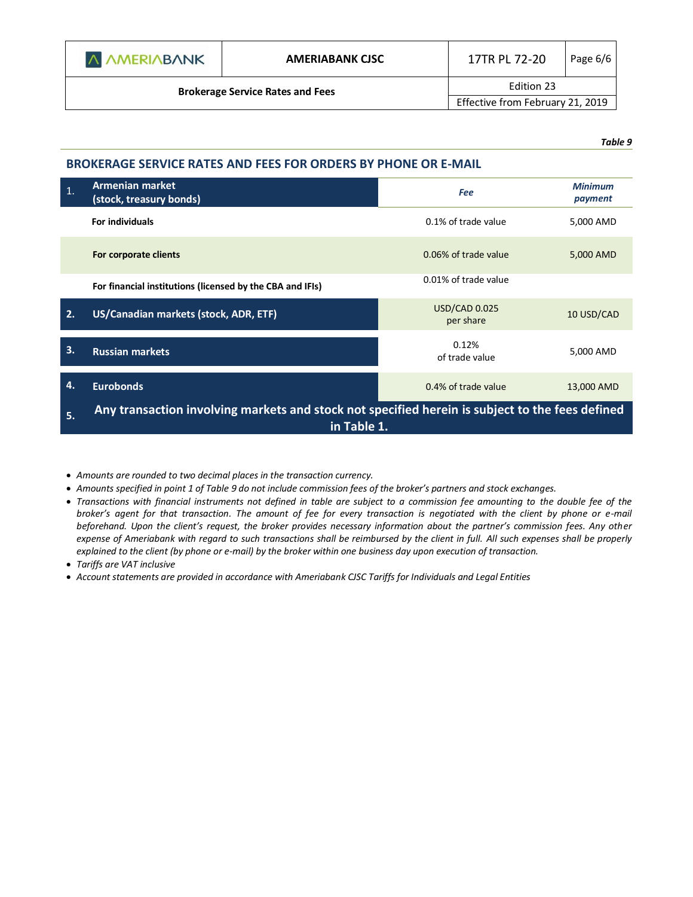*Table 9*

## BROKERAGE SERVICE RATES AND FEES FOR ORDERS BY PHONE OR E-MAIL

| | | | |
|---|---|---|---|
| 1. | **Armenian market (stock, treasury bonds)** | ***Fee*** | ***Minimum payment*** |
| | **For individuals** | 0.1% of trade value | 5,000 AMD |
| | **For corporate clients** | 0.06% of trade value | 5,000 AMD |
| | **For financial institutions (licensed by the CBA and IFIs)** | 0.01% of trade value | |
| **2.** | **US/Canadian markets (stock, ADR, ETF)** | USD/CAD 0.025 per share | 10 USD/CAD |
| **3.** | **Russian markets** | 0.12% of trade value | 5,000 AMD |
| **4.** | **Eurobonds** | 0.4% of trade value | 13,000 AMD |
| **5.** | **Any transaction involving markets and stock not specified herein is subject to the fees defined in Table 1.** | | |

- *Amounts are rounded to two decimal places in the transaction currency.*
- *Amounts specified in point 1 of Table 9 do not include commission fees of the broker's partners and stock exchanges.*
- *Transactions with financial instruments not defined in table are subject to a commission fee amounting to the double fee of the broker's agent for that transaction. The amount of fee for every transaction is negotiated with the client by phone or e-mail beforehand. Upon the client's request, the broker provides necessary information about the partner's commission fees. Any other expense of Ameriabank with regard to such transactions shall be reimbursed by the client in full. All such expenses shall be properly explained to the client (by phone or e-mail) by the broker within one business day upon execution of transaction.*
- *Tariffs are VAT inclusive*
- *Account statements are provided in accordance with Ameriabank CJSC Tariffs for Individuals and Legal Entities*